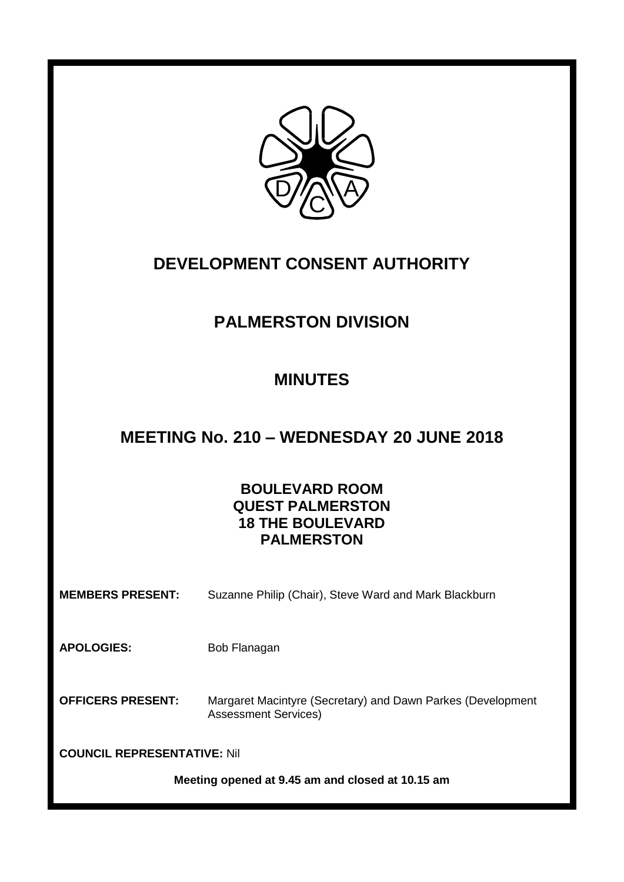# DEVELOPMENT CONSENT AUTHORITY

## PALMERSTON DIVISION

## MINUTES

## MEETING No. 210 – WEDNESDAY 20 JUNE 2018

**BOULEVARD ROOM**
**QUEST PALMERSTON**
**18 THE BOULEVARD**
**PALMERSTON**

**MEMBERS PRESENT:** Suzanne Philip (Chair), Steve Ward and Mark Blackburn

**APOLOGIES:** Bob Flanagan

**OFFICERS PRESENT:** Margaret Macintyre (Secretary) and Dawn Parkes (Development Assessment Services)

**COUNCIL REPRESENTATIVE:** Nil

**Meeting opened at 9.45 am and closed at 10.15 am**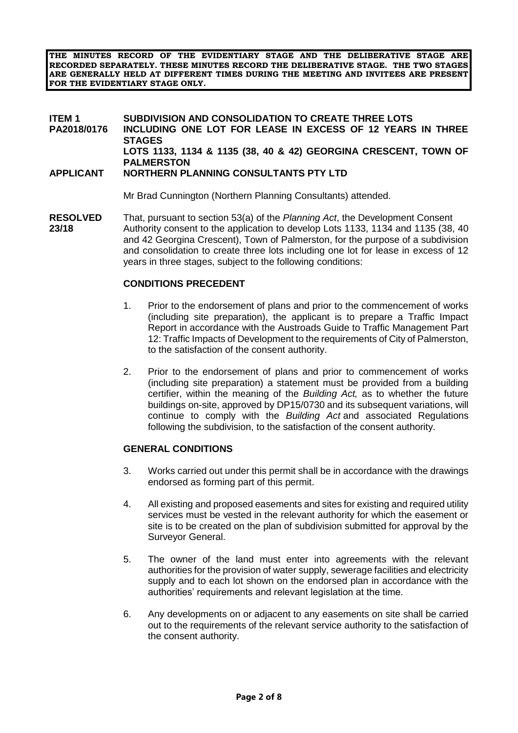**THE MINUTES RECORD OF THE EVIDENTIARY STAGE AND THE DELIBERATIVE STAGE ARE RECORDED SEPARATELY. THESE MINUTES RECORD THE DELIBERATIVE STAGE. THE TWO STAGES ARE GENERALLY HELD AT DIFFERENT TIMES DURING THE MEETING AND INVITEES ARE PRESENT FOR THE EVIDENTIARY STAGE ONLY.**

**ITEM 1**
**PA2018/0176**
**SUBDIVISION AND CONSOLIDATION TO CREATE THREE LOTS INCLUDING ONE LOT FOR LEASE IN EXCESS OF 12 YEARS IN THREE STAGES**
**LOTS 1133, 1134 & 1135 (38, 40 & 42) GEORGINA CRESCENT, TOWN OF PALMERSTON**

**APPLICANT** **NORTHERN PLANNING CONSULTANTS PTY LTD**

Mr Brad Cunnington (Northern Planning Consultants) attended.

**RESOLVED 23/18**

That, pursuant to section 53(a) of the *Planning Act*, the Development Consent Authority consent to the application to develop Lots 1133, 1134 and 1135 (38, 40 and 42 Georgina Crescent), Town of Palmerston, for the purpose of a subdivision and consolidation to create three lots including one lot for lease in excess of 12 years in three stages, subject to the following conditions:

**CONDITIONS PRECEDENT**

1. Prior to the endorsement of plans and prior to the commencement of works (including site preparation), the applicant is to prepare a Traffic Impact Report in accordance with the Austroads Guide to Traffic Management Part 12: Traffic Impacts of Development to the requirements of City of Palmerston, to the satisfaction of the consent authority.

2. Prior to the endorsement of plans and prior to commencement of works (including site preparation) a statement must be provided from a building certifier, within the meaning of the *Building Act,* as to whether the future buildings on-site, approved by DP15/0730 and its subsequent variations, will continue to comply with the *Building Act* and associated Regulations following the subdivision, to the satisfaction of the consent authority.

**GENERAL CONDITIONS**

3. Works carried out under this permit shall be in accordance with the drawings endorsed as forming part of this permit.

4. All existing and proposed easements and sites for existing and required utility services must be vested in the relevant authority for which the easement or site is to be created on the plan of subdivision submitted for approval by the Surveyor General.

5. The owner of the land must enter into agreements with the relevant authorities for the provision of water supply, sewerage facilities and electricity supply and to each lot shown on the endorsed plan in accordance with the authorities' requirements and relevant legislation at the time.

6. Any developments on or adjacent to any easements on site shall be carried out to the requirements of the relevant service authority to the satisfaction of the consent authority.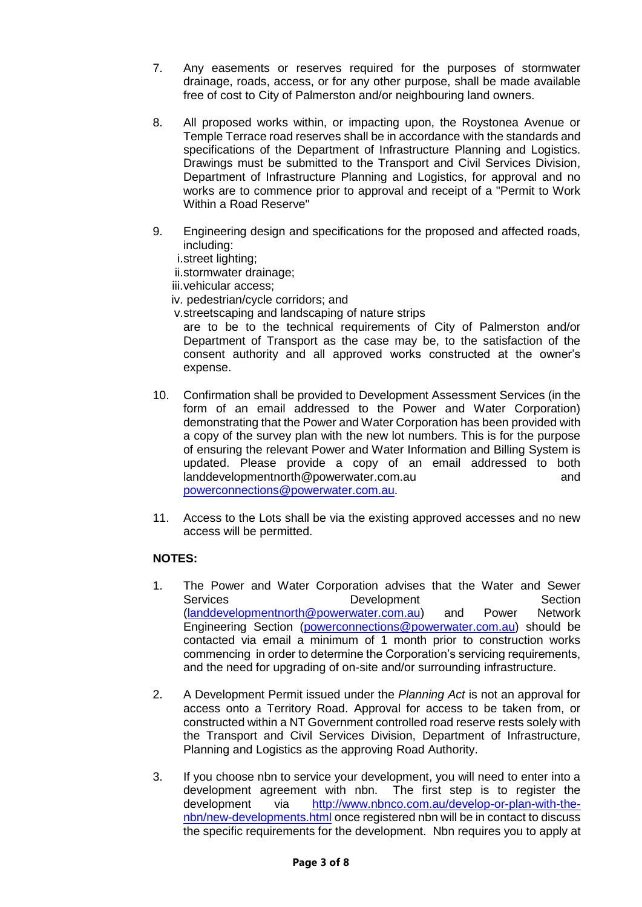7. Any easements or reserves required for the purposes of stormwater drainage, roads, access, or for any other purpose, shall be made available free of cost to City of Palmerston and/or neighbouring land owners.

8. All proposed works within, or impacting upon, the Roystonea Avenue or Temple Terrace road reserves shall be in accordance with the standards and specifications of the Department of Infrastructure Planning and Logistics. Drawings must be submitted to the Transport and Civil Services Division, Department of Infrastructure Planning and Logistics, for approval and no works are to commence prior to approval and receipt of a "Permit to Work Within a Road Reserve"

9. Engineering design and specifications for the proposed and affected roads, including:
   i. street lighting;
   ii. stormwater drainage;
   iii. vehicular access;
   iv. pedestrian/cycle corridors; and
   v. streetscaping and landscaping of nature strips

   are to be to the technical requirements of City of Palmerston and/or Department of Transport as the case may be, to the satisfaction of the consent authority and all approved works constructed at the owner's expense.

10. Confirmation shall be provided to Development Assessment Services (in the form of an email addressed to the Power and Water Corporation) demonstrating that the Power and Water Corporation has been provided with a copy of the survey plan with the new lot numbers. This is for the purpose of ensuring the relevant Power and Water Information and Billing System is updated. Please provide a copy of an email addressed to both landdevelopmentnorth@powerwater.com.au and powerconnections@powerwater.com.au.

11. Access to the Lots shall be via the existing approved accesses and no new access will be permitted.

**NOTES:**

1. The Power and Water Corporation advises that the Water and Sewer Services Development Section (landdevelopmentnorth@powerwater.com.au) and Power Network Engineering Section (powerconnections@powerwater.com.au) should be contacted via email a minimum of 1 month prior to construction works commencing in order to determine the Corporation's servicing requirements, and the need for upgrading of on-site and/or surrounding infrastructure.

2. A Development Permit issued under the *Planning Act* is not an approval for access onto a Territory Road. Approval for access to be taken from, or constructed within a NT Government controlled road reserve rests solely with the Transport and Civil Services Division, Department of Infrastructure, Planning and Logistics as the approving Road Authority.

3. If you choose nbn to service your development, you will need to enter into a development agreement with nbn. The first step is to register the development via http://www.nbnco.com.au/develop-or-plan-with-the-nbn/new-developments.html once registered nbn will be in contact to discuss the specific requirements for the development. Nbn requires you to apply at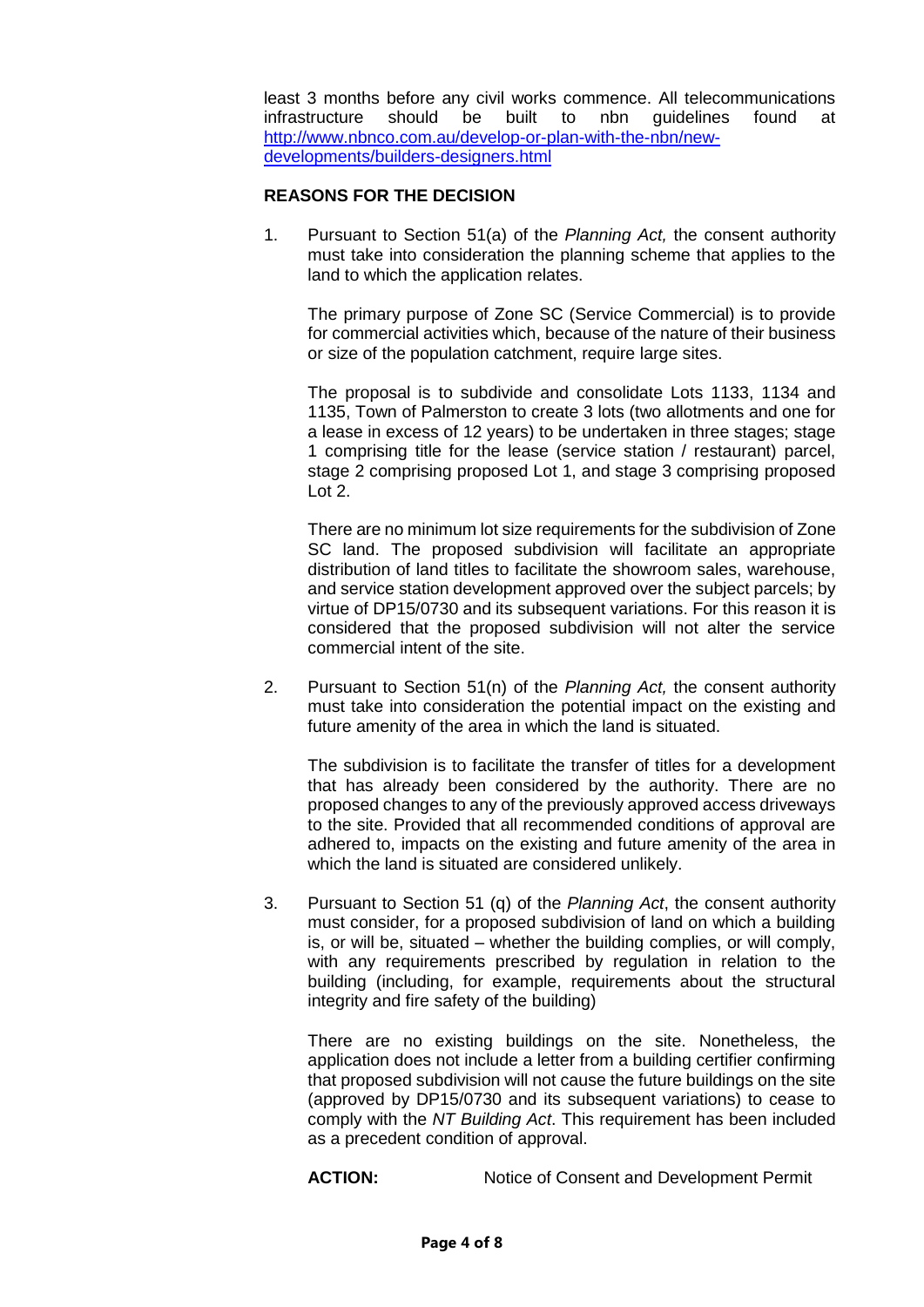least 3 months before any civil works commence. All telecommunications infrastructure should be built to nbn guidelines found at http://www.nbnco.com.au/develop-or-plan-with-the-nbn/new-developments/builders-designers.html

**REASONS FOR THE DECISION**

1. Pursuant to Section 51(a) of the *Planning Act,* the consent authority must take into consideration the planning scheme that applies to the land to which the application relates.

   The primary purpose of Zone SC (Service Commercial) is to provide for commercial activities which, because of the nature of their business or size of the population catchment, require large sites.

   The proposal is to subdivide and consolidate Lots 1133, 1134 and 1135, Town of Palmerston to create 3 lots (two allotments and one for a lease in excess of 12 years) to be undertaken in three stages; stage 1 comprising title for the lease (service station / restaurant) parcel, stage 2 comprising proposed Lot 1, and stage 3 comprising proposed Lot 2.

   There are no minimum lot size requirements for the subdivision of Zone SC land. The proposed subdivision will facilitate an appropriate distribution of land titles to facilitate the showroom sales, warehouse, and service station development approved over the subject parcels; by virtue of DP15/0730 and its subsequent variations. For this reason it is considered that the proposed subdivision will not alter the service commercial intent of the site.

2. Pursuant to Section 51(n) of the *Planning Act,* the consent authority must take into consideration the potential impact on the existing and future amenity of the area in which the land is situated.

   The subdivision is to facilitate the transfer of titles for a development that has already been considered by the authority. There are no proposed changes to any of the previously approved access driveways to the site. Provided that all recommended conditions of approval are adhered to, impacts on the existing and future amenity of the area in which the land is situated are considered unlikely.

3. Pursuant to Section 51 (q) of the *Planning Act*, the consent authority must consider, for a proposed subdivision of land on which a building is, or will be, situated – whether the building complies, or will comply, with any requirements prescribed by regulation in relation to the building (including, for example, requirements about the structural integrity and fire safety of the building)

   There are no existing buildings on the site. Nonetheless, the application does not include a letter from a building certifier confirming that proposed subdivision will not cause the future buildings on the site (approved by DP15/0730 and its subsequent variations) to cease to comply with the *NT Building Act*. This requirement has been included as a precedent condition of approval.

   **ACTION:** Notice of Consent and Development Permit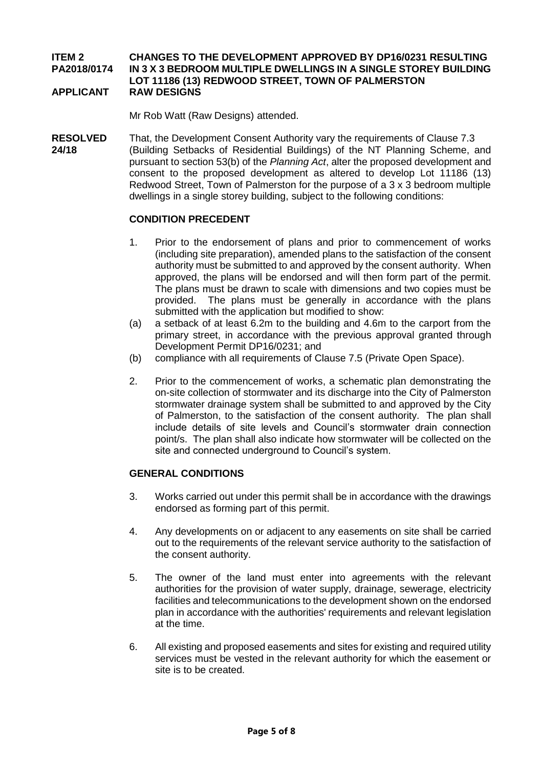**ITEM 2** **CHANGES TO THE DEVELOPMENT APPROVED BY DP16/0231 RESULTING**
**PA2018/0174** **IN 3 X 3 BEDROOM MULTIPLE DWELLINGS IN A SINGLE STOREY BUILDING**
**LOT 11186 (13) REDWOOD STREET, TOWN OF PALMERSTON**
**APPLICANT** **RAW DESIGNS**

Mr Rob Watt (Raw Designs) attended.

**RESOLVED 24/18**

That, the Development Consent Authority vary the requirements of Clause 7.3 (Building Setbacks of Residential Buildings) of the NT Planning Scheme, and pursuant to section 53(b) of the *Planning Act*, alter the proposed development and consent to the proposed development as altered to develop Lot 11186 (13) Redwood Street, Town of Palmerston for the purpose of a 3 x 3 bedroom multiple dwellings in a single storey building, subject to the following conditions:

**CONDITION PRECEDENT**

1. Prior to the endorsement of plans and prior to commencement of works (including site preparation), amended plans to the satisfaction of the consent authority must be submitted to and approved by the consent authority. When approved, the plans will be endorsed and will then form part of the permit. The plans must be drawn to scale with dimensions and two copies must be provided. The plans must be generally in accordance with the plans submitted with the application but modified to show:
   (a) a setback of at least 6.2m to the building and 4.6m to the carport from the primary street, in accordance with the previous approval granted through Development Permit DP16/0231; and
   (b) compliance with all requirements of Clause 7.5 (Private Open Space).

2. Prior to the commencement of works, a schematic plan demonstrating the on-site collection of stormwater and its discharge into the City of Palmerston stormwater drainage system shall be submitted to and approved by the City of Palmerston, to the satisfaction of the consent authority. The plan shall include details of site levels and Council's stormwater drain connection point/s. The plan shall also indicate how stormwater will be collected on the site and connected underground to Council's system.

**GENERAL CONDITIONS**

3. Works carried out under this permit shall be in accordance with the drawings endorsed as forming part of this permit.

4. Any developments on or adjacent to any easements on site shall be carried out to the requirements of the relevant service authority to the satisfaction of the consent authority.

5. The owner of the land must enter into agreements with the relevant authorities for the provision of water supply, drainage, sewerage, electricity facilities and telecommunications to the development shown on the endorsed plan in accordance with the authorities' requirements and relevant legislation at the time.

6. All existing and proposed easements and sites for existing and required utility services must be vested in the relevant authority for which the easement or site is to be created.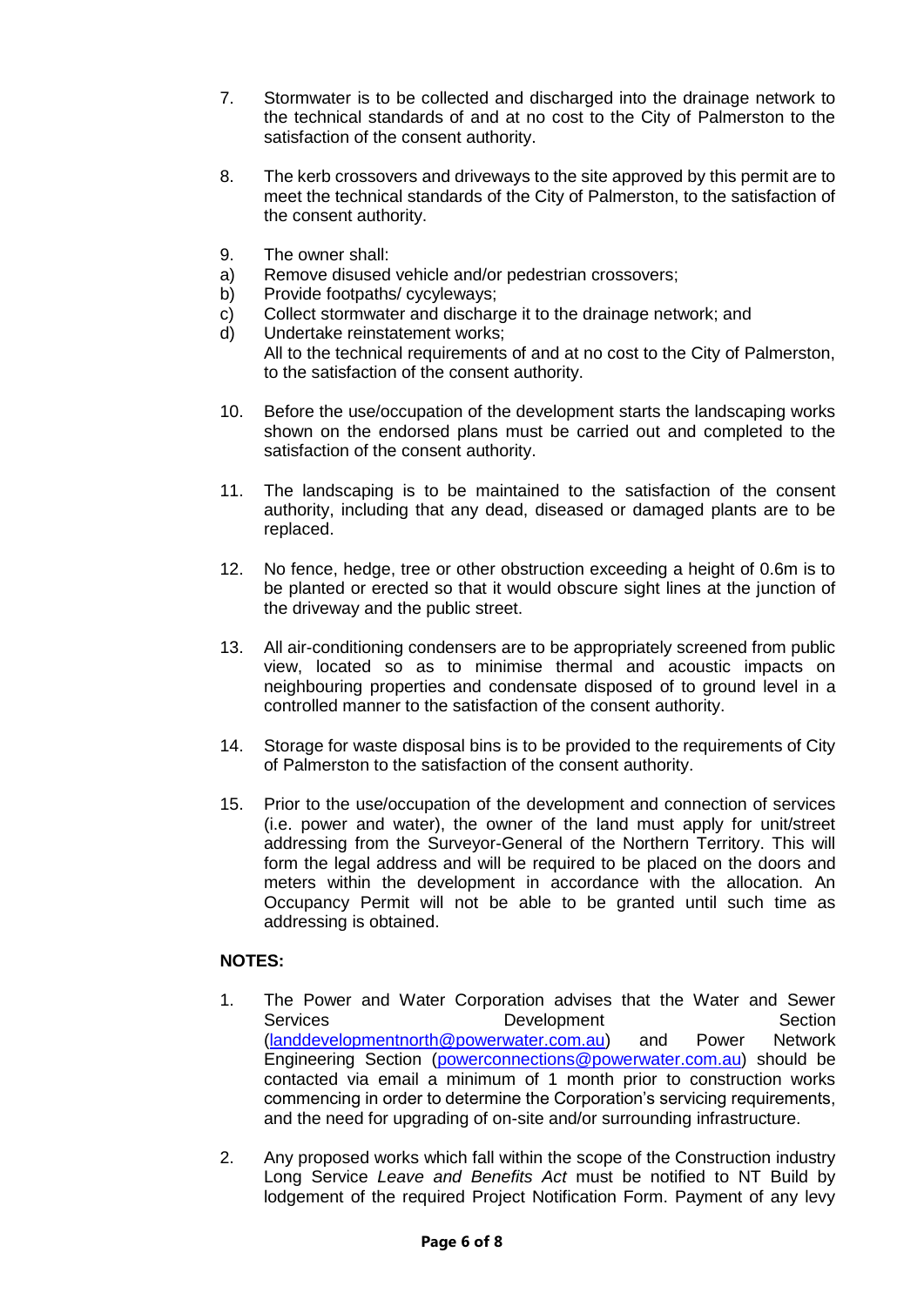7. Stormwater is to be collected and discharged into the drainage network to the technical standards of and at no cost to the City of Palmerston to the satisfaction of the consent authority.

8. The kerb crossovers and driveways to the site approved by this permit are to meet the technical standards of the City of Palmerston, to the satisfaction of the consent authority.

9. The owner shall:

a) Remove disused vehicle and/or pedestrian crossovers;

b) Provide footpaths/ cycleways;

c) Collect stormwater and discharge it to the drainage network; and

d) Undertake reinstatement works;

All to the technical requirements of and at no cost to the City of Palmerston, to the satisfaction of the consent authority.

10. Before the use/occupation of the development starts the landscaping works shown on the endorsed plans must be carried out and completed to the satisfaction of the consent authority.

11. The landscaping is to be maintained to the satisfaction of the consent authority, including that any dead, diseased or damaged plants are to be replaced.

12. No fence, hedge, tree or other obstruction exceeding a height of 0.6m is to be planted or erected so that it would obscure sight lines at the junction of the driveway and the public street.

13. All air-conditioning condensers are to be appropriately screened from public view, located so as to minimise thermal and acoustic impacts on neighbouring properties and condensate disposed of to ground level in a controlled manner to the satisfaction of the consent authority.

14. Storage for waste disposal bins is to be provided to the requirements of City of Palmerston to the satisfaction of the consent authority.

15. Prior to the use/occupation of the development and connection of services (i.e. power and water), the owner of the land must apply for unit/street addressing from the Surveyor-General of the Northern Territory. This will form the legal address and will be required to be placed on the doors and meters within the development in accordance with the allocation. An Occupancy Permit will not be able to be granted until such time as addressing is obtained.

**NOTES:**

1. The Power and Water Corporation advises that the Water and Sewer Services Development Section (landdevelopmentnorth@powerwater.com.au) and Power Network Engineering Section (powerconnections@powerwater.com.au) should be contacted via email a minimum of 1 month prior to construction works commencing in order to determine the Corporation's servicing requirements, and the need for upgrading of on-site and/or surrounding infrastructure.

2. Any proposed works which fall within the scope of the Construction industry Long Service *Leave and Benefits Act* must be notified to NT Build by lodgement of the required Project Notification Form. Payment of any levy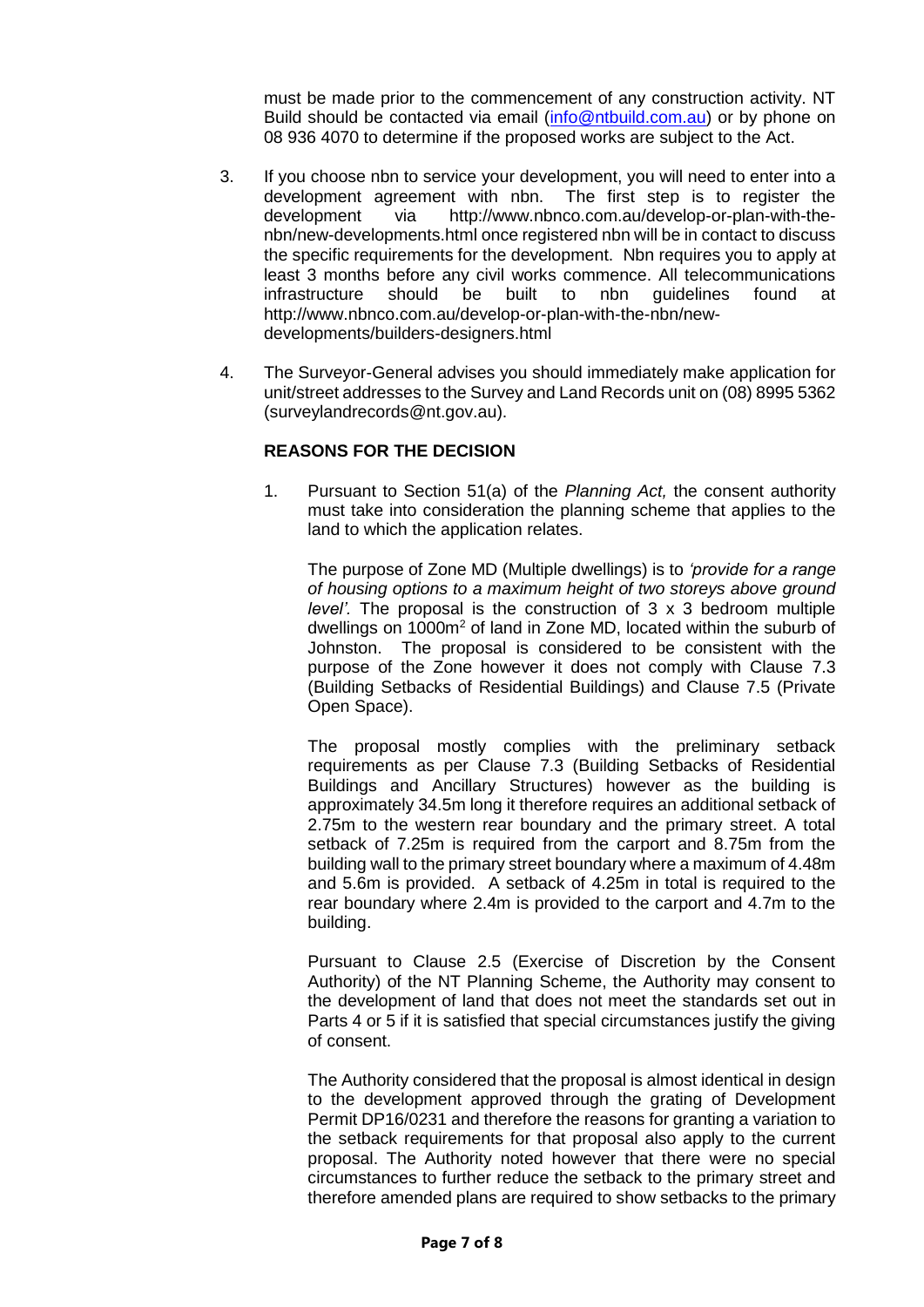must be made prior to the commencement of any construction activity. NT Build should be contacted via email (info@ntbuild.com.au) or by phone on 08 936 4070 to determine if the proposed works are subject to the Act.

3. If you choose nbn to service your development, you will need to enter into a development agreement with nbn. The first step is to register the development via http://www.nbnco.com.au/develop-or-plan-with-the-nbn/new-developments.html once registered nbn will be in contact to discuss the specific requirements for the development. Nbn requires you to apply at least 3 months before any civil works commence. All telecommunications infrastructure should be built to nbn guidelines found at http://www.nbnco.com.au/develop-or-plan-with-the-nbn/new-developments/builders-designers.html

4. The Surveyor-General advises you should immediately make application for unit/street addresses to the Survey and Land Records unit on (08) 8995 5362 (surveylandrecords@nt.gov.au).

**REASONS FOR THE DECISION**

1. Pursuant to Section 51(a) of the *Planning Act,* the consent authority must take into consideration the planning scheme that applies to the land to which the application relates.

   The purpose of Zone MD (Multiple dwellings) is to *'provide for a range of housing options to a maximum height of two storeys above ground level'.* The proposal is the construction of 3 x 3 bedroom multiple dwellings on 1000m$^2$ of land in Zone MD, located within the suburb of Johnston. The proposal is considered to be consistent with the purpose of the Zone however it does not comply with Clause 7.3 (Building Setbacks of Residential Buildings) and Clause 7.5 (Private Open Space).

   The proposal mostly complies with the preliminary setback requirements as per Clause 7.3 (Building Setbacks of Residential Buildings and Ancillary Structures) however as the building is approximately 34.5m long it therefore requires an additional setback of 2.75m to the western rear boundary and the primary street. A total setback of 7.25m is required from the carport and 8.75m from the building wall to the primary street boundary where a maximum of 4.48m and 5.6m is provided. A setback of 4.25m in total is required to the rear boundary where 2.4m is provided to the carport and 4.7m to the building.

   Pursuant to Clause 2.5 (Exercise of Discretion by the Consent Authority) of the NT Planning Scheme, the Authority may consent to the development of land that does not meet the standards set out in Parts 4 or 5 if it is satisfied that special circumstances justify the giving of consent.

   The Authority considered that the proposal is almost identical in design to the development approved through the grating of Development Permit DP16/0231 and therefore the reasons for granting a variation to the setback requirements for that proposal also apply to the current proposal. The Authority noted however that there were no special circumstances to further reduce the setback to the primary street and therefore amended plans are required to show setbacks to the primary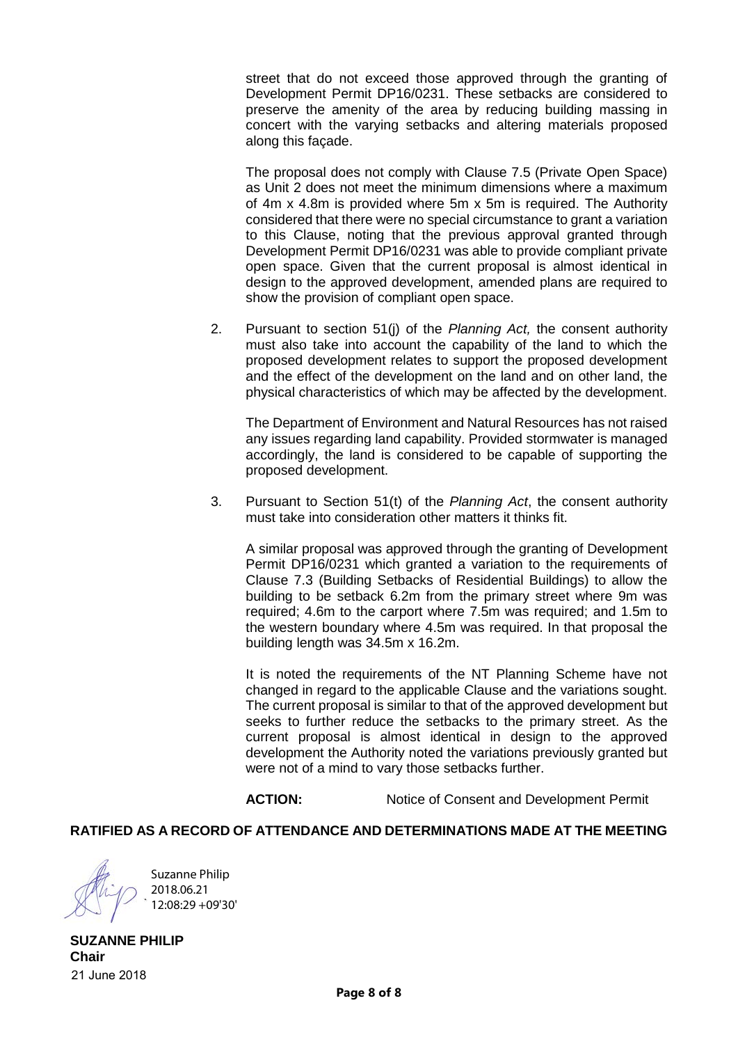street that do not exceed those approved through the granting of Development Permit DP16/0231. These setbacks are considered to preserve the amenity of the area by reducing building massing in concert with the varying setbacks and altering materials proposed along this façade.

The proposal does not comply with Clause 7.5 (Private Open Space) as Unit 2 does not meet the minimum dimensions where a maximum of 4m x 4.8m is provided where 5m x 5m is required. The Authority considered that there were no special circumstance to grant a variation to this Clause, noting that the previous approval granted through Development Permit DP16/0231 was able to provide compliant private open space. Given that the current proposal is almost identical in design to the approved development, amended plans are required to show the provision of compliant open space.

2. Pursuant to section 51(j) of the *Planning Act,* the consent authority must also take into account the capability of the land to which the proposed development relates to support the proposed development and the effect of the development on the land and on other land, the physical characteristics of which may be affected by the development.

   The Department of Environment and Natural Resources has not raised any issues regarding land capability. Provided stormwater is managed accordingly, the land is considered to be capable of supporting the proposed development.

3. Pursuant to Section 51(t) of the *Planning Act*, the consent authority must take into consideration other matters it thinks fit.

   A similar proposal was approved through the granting of Development Permit DP16/0231 which granted a variation to the requirements of Clause 7.3 (Building Setbacks of Residential Buildings) to allow the building to be setback 6.2m from the primary street where 9m was required; 4.6m to the carport where 7.5m was required; and 1.5m to the western boundary where 4.5m was required. In that proposal the building length was 34.5m x 16.2m.

   It is noted the requirements of the NT Planning Scheme have not changed in regard to the applicable Clause and the variations sought. The current proposal is similar to that of the approved development but seeks to further reduce the setbacks to the primary street. As the current proposal is almost identical in design to the approved development the Authority noted the variations previously granted but were not of a mind to vary those setbacks further.

**ACTION:** Notice of Consent and Development Permit

**RATIFIED AS A RECORD OF ATTENDANCE AND DETERMINATIONS MADE AT THE MEETING**

Suzanne Philip
2018.06.21
12:08:29 +09'30'

**SUZANNE PHILIP**
**Chair**
21 June 2018